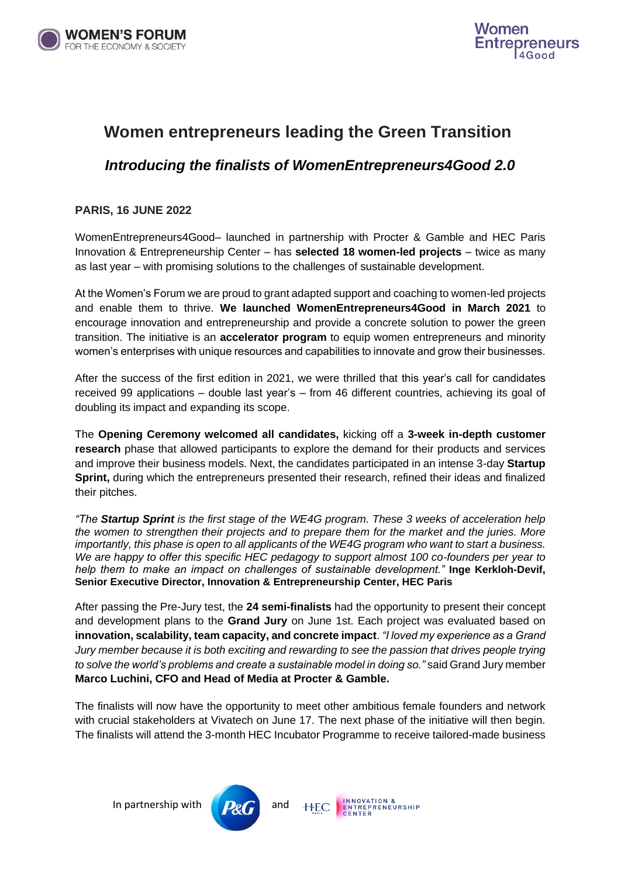# Women entrepreneurs leading the Green Transition

## *Introducing the finalists of WomenEntrepreneurs4Good 2.0*

**PARIS, 16 JUNE 2022**

WomenEntrepreneurs4Good– launched in partnership with Procter & Gamble and HEC Paris Innovation & Entrepreneurship Center – has **selected 18 women-led projects** – twice as many as last year – with promising solutions to the challenges of sustainable development.

At the Women's Forum we are proud to grant adapted support and coaching to women-led projects and enable them to thrive. **We launched WomenEntrepreneurs4Good in March 2021** to encourage innovation and entrepreneurship and provide a concrete solution to power the green transition. The initiative is an **accelerator program** to equip women entrepreneurs and minority women's enterprises with unique resources and capabilities to innovate and grow their businesses.

After the success of the first edition in 2021, we were thrilled that this year's call for candidates received 99 applications – double last year's – from 46 different countries, achieving its goal of doubling its impact and expanding its scope.

The **Opening Ceremony welcomed all candidates,** kicking off a **3-week in-depth customer research** phase that allowed participants to explore the demand for their products and services and improve their business models. Next, the candidates participated in an intense 3-day **Startup Sprint,** during which the entrepreneurs presented their research, refined their ideas and finalized their pitches.

*"The **Startup Sprint** is the first stage of the WE4G program. These 3 weeks of acceleration help the women to strengthen their projects and to prepare them for the market and the juries. More importantly, this phase is open to all applicants of the WE4G program who want to start a business. We are happy to offer this specific HEC pedagogy to support almost 100 co-founders per year to help them to make an impact on challenges of sustainable development."* **Inge Kerkloh-Devif, Senior Executive Director, Innovation & Entrepreneurship Center, HEC Paris**

After passing the Pre-Jury test, the **24 semi-finalists** had the opportunity to present their concept and development plans to the **Grand Jury** on June 1st. Each project was evaluated based on **innovation, scalability, team capacity, and concrete impact**. *"I loved my experience as a Grand Jury member because it is both exciting and rewarding to see the passion that drives people trying to solve the world's problems and create a sustainable model in doing so."* said Grand Jury member **Marco Luchini, CFO and Head of Media at Procter & Gamble.**

The finalists will now have the opportunity to meet other ambitious female founders and network with crucial stakeholders at Vivatech on June 17. The next phase of the initiative will then begin. The finalists will attend the 3-month HEC Incubator Programme to receive tailored-made business

In partnership with P&G and HEC Paris Innovation & Entrepreneurship Center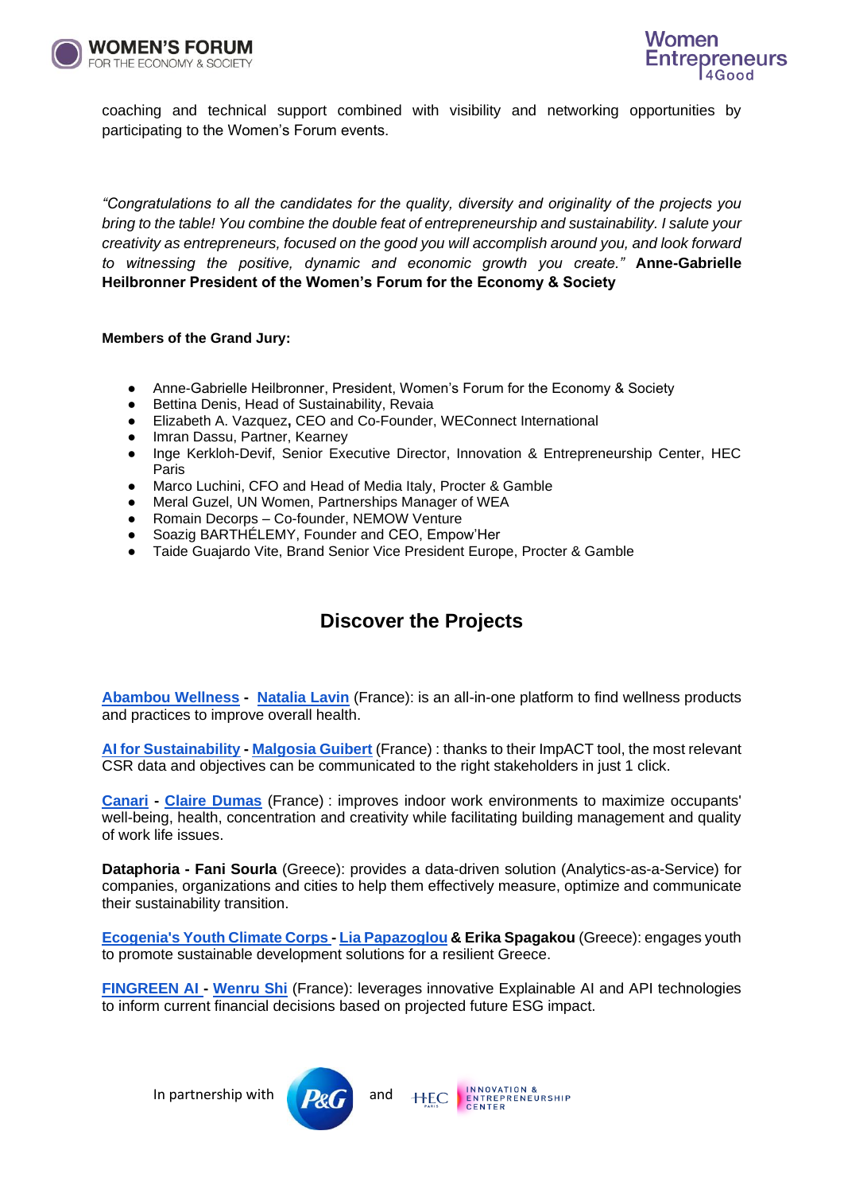coaching and technical support combined with visibility and networking opportunities by participating to the Women's Forum events.

*"Congratulations to all the candidates for the quality, diversity and originality of the projects you bring to the table! You combine the double feat of entrepreneurship and sustainability. I salute your creativity as entrepreneurs, focused on the good you will accomplish around you, and look forward to witnessing the positive, dynamic and economic growth you create."* **Anne-Gabrielle Heilbronner President of the Women's Forum for the Economy & Society**

**Members of the Grand Jury:**

- Anne-Gabrielle Heilbronner, President, Women's Forum for the Economy & Society
- Bettina Denis, Head of Sustainability, Revaia
- Elizabeth A. Vazquez**,** CEO and Co-Founder, WEConnect International
- Imran Dassu, Partner, Kearney
- Inge Kerkloh-Devif, Senior Executive Director, Innovation & Entrepreneurship Center, HEC Paris
- Marco Luchini, CFO and Head of Media Italy, Procter & Gamble
- Meral Guzel, UN Women, Partnerships Manager of WEA
- Romain Decorps – Co-founder, NEMOW Venture
- Soazig BARTHÉLEMY, Founder and CEO, Empow'Her
- Taide Guajardo Vite, Brand Senior Vice President Europe, Procter & Gamble

## Discover the Projects

**Abambou Wellness - Natalia Lavin** (France): is an all-in-one platform to find wellness products and practices to improve overall health.

**AI for Sustainability - Malgosia Guibert** (France) : thanks to their ImpACT tool, the most relevant CSR data and objectives can be communicated to the right stakeholders in just 1 click.

**Canari - Claire Dumas** (France) : improves indoor work environments to maximize occupants' well-being, health, concentration and creativity while facilitating building management and quality of work life issues.

**Dataphoria - Fani Sourla** (Greece): provides a data-driven solution (Analytics-as-a-Service) for companies, organizations and cities to help them effectively measure, optimize and communicate their sustainability transition.

**Ecogenia's Youth Climate Corps - Lia Papazoglou & Erika Spagakou** (Greece): engages youth to promote sustainable development solutions for a resilient Greece.

**FINGREEN AI - Wenru Shi** (France): leverages innovative Explainable AI and API technologies to inform current financial decisions based on projected future ESG impact.

In partnership with P&G and HEC Paris Innovation & Entrepreneurship Center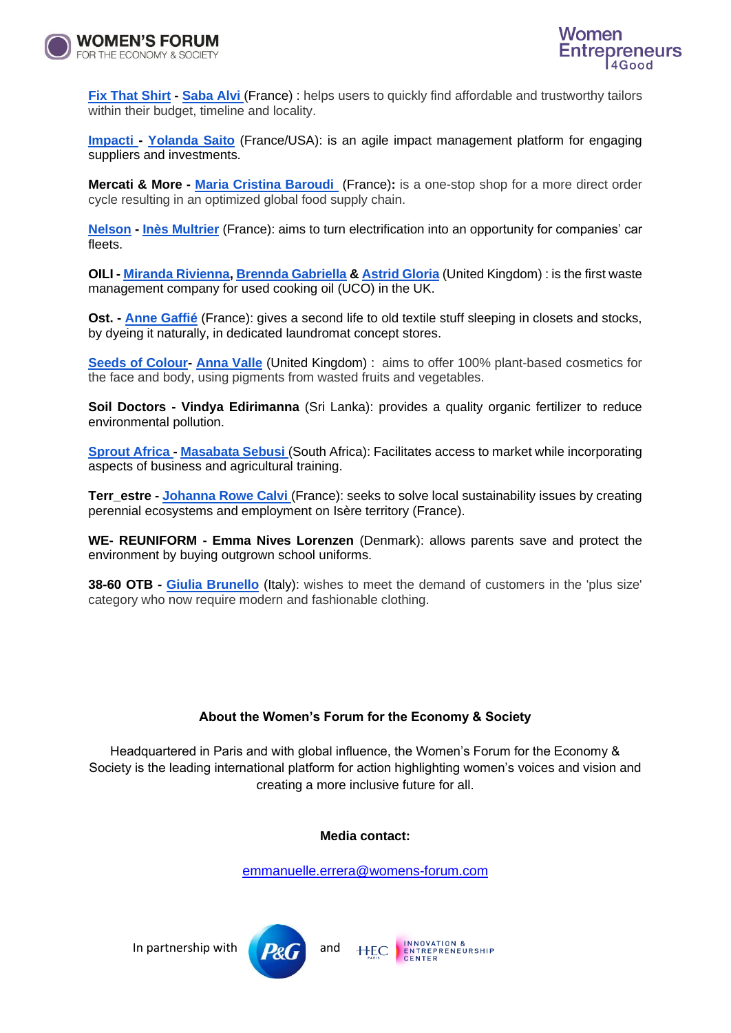**Fix That Shirt** - **Saba Alvi** (France) : helps users to quickly find affordable and trustworthy tailors within their budget, timeline and locality.

**Impacti** - **Yolanda Saito** (France/USA): is an agile impact management platform for engaging suppliers and investments.

**Mercati & More** - **Maria Cristina Baroudi** (France)**:** is a one-stop shop for a more direct order cycle resulting in an optimized global food supply chain.

**Nelson** - **Inès Multrier** (France): aims to turn electrification into an opportunity for companies' car fleets.

**OILI** - **Miranda Rivienna**, **Brennda Gabriella** & **Astrid Gloria** (United Kingdom) : is the first waste management company for used cooking oil (UCO) in the UK.

**Ost.** - **Anne Gaffié** (France): gives a second life to old textile stuff sleeping in closets and stocks, by dyeing it naturally, in dedicated laundromat concept stores.

**Seeds of Colour**- **Anna Valle** (United Kingdom) : aims to offer 100% plant-based cosmetics for the face and body, using pigments from wasted fruits and vegetables.

**Soil Doctors - Vindya Edirimanna** (Sri Lanka): provides a quality organic fertilizer to reduce environmental pollution.

**Sprout Africa** - **Masabata Sebusi** (South Africa): Facilitates access to market while incorporating aspects of business and agricultural training.

**Terr_estre** - **Johanna Rowe Calvi** (France): seeks to solve local sustainability issues by creating perennial ecosystems and employment on Isère territory (France).

**WE- REUNIFORM - Emma Nives Lorenzen** (Denmark): allows parents save and protect the environment by buying outgrown school uniforms.

**38-60 OTB** - **Giulia Brunello** (Italy): wishes to meet the demand of customers in the 'plus size' category who now require modern and fashionable clothing.

**About the Women's Forum for the Economy & Society**

Headquartered in Paris and with global influence, the Women's Forum for the Economy & Society is the leading international platform for action highlighting women's voices and vision and creating a more inclusive future for all.

**Media contact:**

emmanuelle.errera@womens-forum.com

In partnership with P&G and HEC Paris Innovation & Entrepreneurship Center